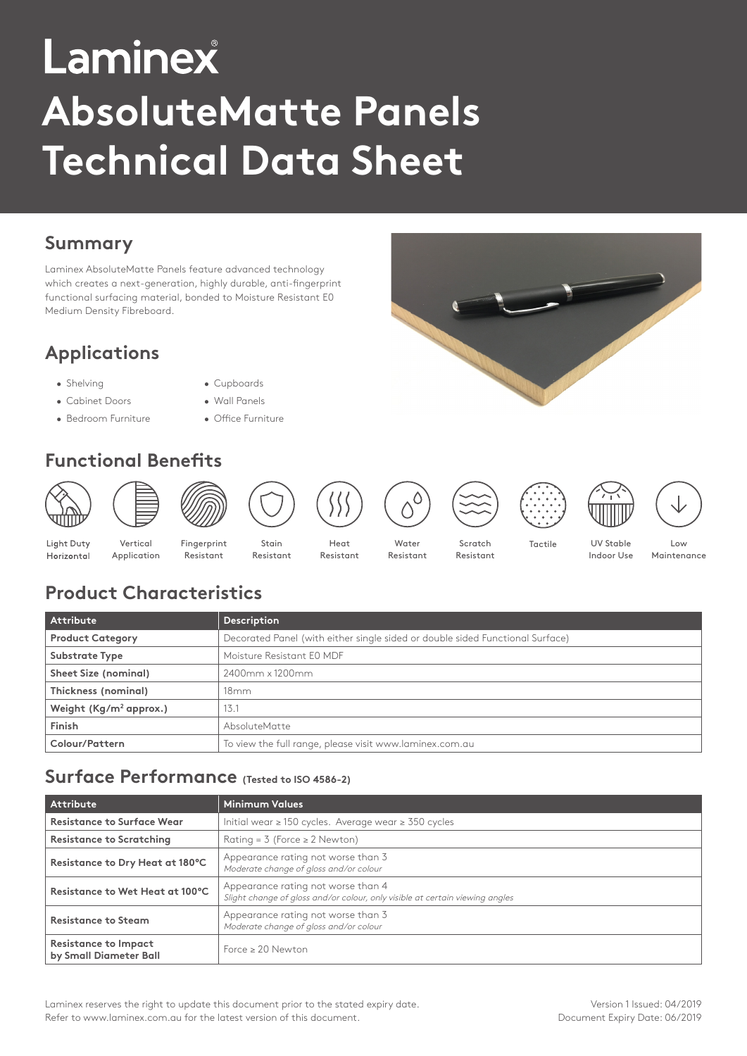# Laminex

# AbsoluteMatte Panels Technical Data Sheet

## Summary

Laminex AbsoluteMatte Panels feature advanced technology which creates a next-generation, highly durable, anti-fingerprint functional surfacing material, bonded to Moisture Resistant E0 Medium Density Fibreboard.

## Applications

- Shelving
- Cabinet Doors
- Bedroom Furniture
- Cupboards
- Wall Panels
- Office Furniture

## Functional Benefits

- Light Duty Horizontal
- Vertical Application
- Fingerprint Resistant
- Stain Resistant
- Heat Resistant
- Water Resistant
- Scratch Resistant
- Tactile
- UV Stable Indoor Use
- Low Maintenance

## Product Characteristics

| Attribute | Description |
|---|---|
| **Product Category** | Decorated Panel (with either single sided or double sided Functional Surface) |
| **Substrate Type** | Moisture Resistant E0 MDF |
| **Sheet Size (nominal)** | 2400mm x 1200mm |
| **Thickness (nominal)** | 18mm |
| **Weight (Kg/m² approx.)** | 13.1 |
| **Finish** | AbsoluteMatte |
| **Colour/Pattern** | To view the full range, please visit www.laminex.com.au |

## Surface Performance (Tested to ISO 4586-2)

| Attribute | Minimum Values |
|---|---|
| **Resistance to Surface Wear** | Initial wear ≥ 150 cycles. Average wear ≥ 350 cycles |
| **Resistance to Scratching** | Rating = 3 (Force ≥ 2 Newton) |
| **Resistance to Dry Heat at 180°C** | Appearance rating not worse than 3 *Moderate change of gloss and/or colour* |
| **Resistance to Wet Heat at 100°C** | Appearance rating not worse than 4 *Slight change of gloss and/or colour, only visible at certain viewing angles* |
| **Resistance to Steam** | Appearance rating not worse than 3 *Moderate change of gloss and/or colour* |
| **Resistance to Impact by Small Diameter Ball** | Force ≥ 20 Newton |

Laminex reserves the right to update this document prior to the stated expiry date. Refer to www.laminex.com.au for the latest version of this document.

Version 1 Issued: 04/2019
Document Expiry Date: 06/2019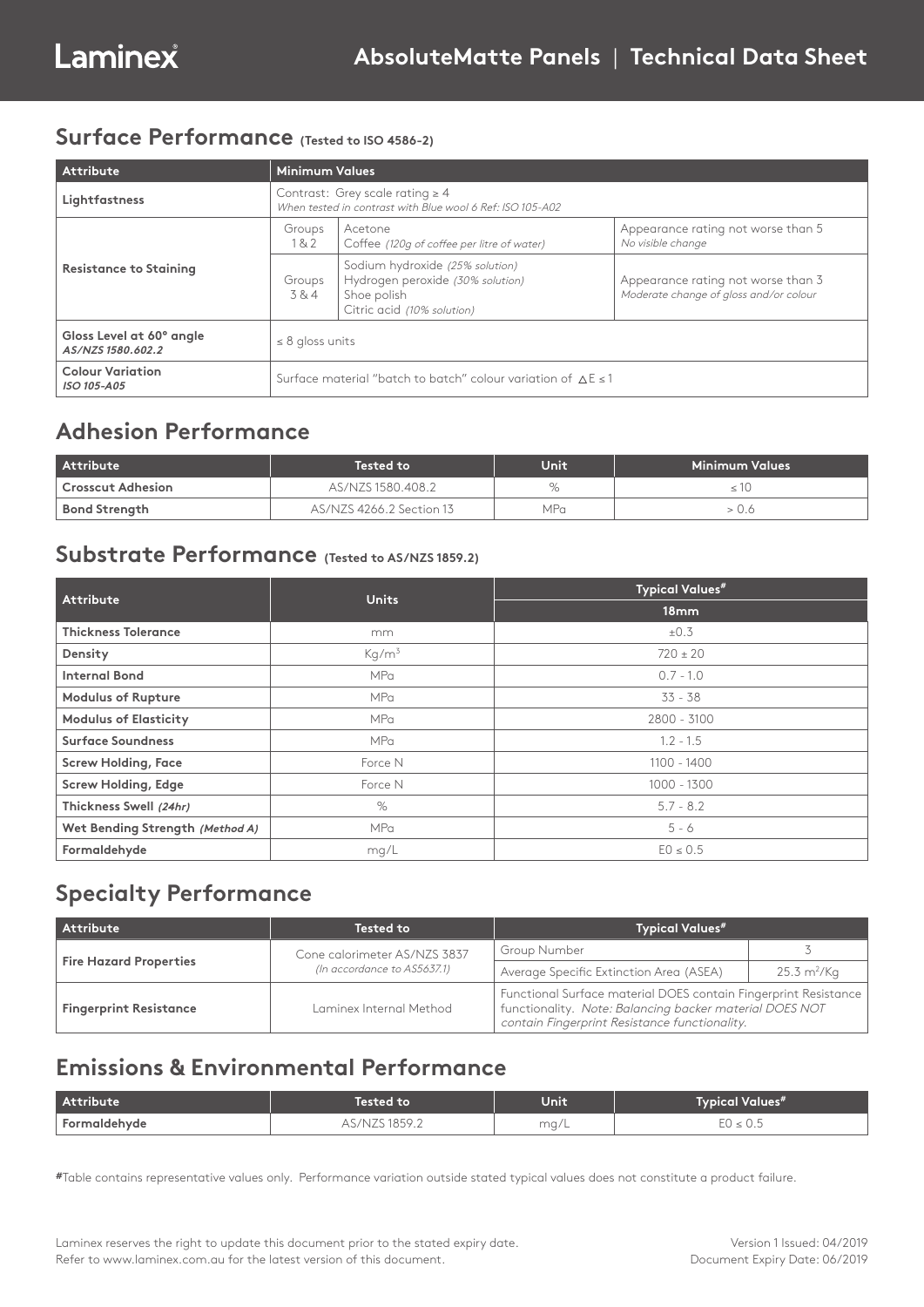# Laminex

## AbsoluteMatte Panels | Technical Data Sheet

## Surface Performance (Tested to ISO 4586-2)

| Attribute | Minimum Values | | |
|---|---|---|---|
| Lightfastness | Contrast: Grey scale rating ≥ 4<br>*When tested in contrast with Blue wool 6 Ref: ISO 105-A02* | | |
| Resistance to Staining | Groups 1 & 2 | Acetone<br>Coffee *(120g of coffee per litre of water)* | Appearance rating not worse than 5<br>*No visible change* |
| | Groups 3 & 4 | Sodium hydroxide *(25% solution)*<br>Hydrogen peroxide *(30% solution)*<br>Shoe polish<br>Citric acid *(10% solution)* | Appearance rating not worse than 3<br>*Moderate change of gloss and/or colour* |
| Gloss Level at 60° angle<br>***AS/NZS 1580.602.2*** | ≤ 8 gloss units | | |
| Colour Variation<br>***ISO 105-A05*** | Surface material "batch to batch" colour variation of $\Delta E \leq 1$ | | |

## Adhesion Performance

| Attribute | Tested to | Unit | Minimum Values |
|---|---|---|---|
| Crosscut Adhesion | AS/NZS 1580.408.2 | % | ≤ 10 |
| Bond Strength | AS/NZS 4266.2 Section 13 | MPa | > 0.6 |

## Substrate Performance (Tested to AS/NZS 1859.2)

| Attribute | Units | Typical Values# |
|---|---|---|
| | | 18mm |
| Thickness Tolerance | mm | ±0.3 |
| Density | $Kg/m^3$ | 720 ± 20 |
| Internal Bond | MPa | 0.7 - 1.0 |
| Modulus of Rupture | MPa | 33 - 38 |
| Modulus of Elasticity | MPa | 2800 - 3100 |
| Surface Soundness | MPa | 1.2 - 1.5 |
| Screw Holding, Face | Force N | 1100 - 1400 |
| Screw Holding, Edge | Force N | 1000 - 1300 |
| Thickness Swell *(24hr)* | % | 5.7 - 8.2 |
| Wet Bending Strength *(Method A)* | MPa | 5 - 6 |
| Formaldehyde | mg/L | E0 ≤ 0.5 |

## Specialty Performance

| Attribute | Tested to | Typical Values# | |
|---|---|---|---|
| Fire Hazard Properties | Cone calorimeter AS/NZS 3837<br>*(In accordance to AS5637.1)* | Group Number | 3 |
| | | Average Specific Extinction Area (ASEA) | 25.3 $m^2/Kg$ |
| Fingerprint Resistance | Laminex Internal Method | Functional Surface material DOES contain Fingerprint Resistance functionality. *Note: Balancing backer material DOES NOT contain Fingerprint Resistance functionality.* | |

## Emissions & Environmental Performance

| Attribute | Tested to | Unit | Typical Values# |
|---|---|---|---|
| Formaldehyde | AS/NZS 1859.2 | mg/L | E0 ≤ 0.5 |

#Table contains representative values only. Performance variation outside stated typical values does not constitute a product failure.

Laminex reserves the right to update this document prior to the stated expiry date.
Refer to www.laminex.com.au for the latest version of this document.

Version 1 Issued: 04/2019
Document Expiry Date: 06/2019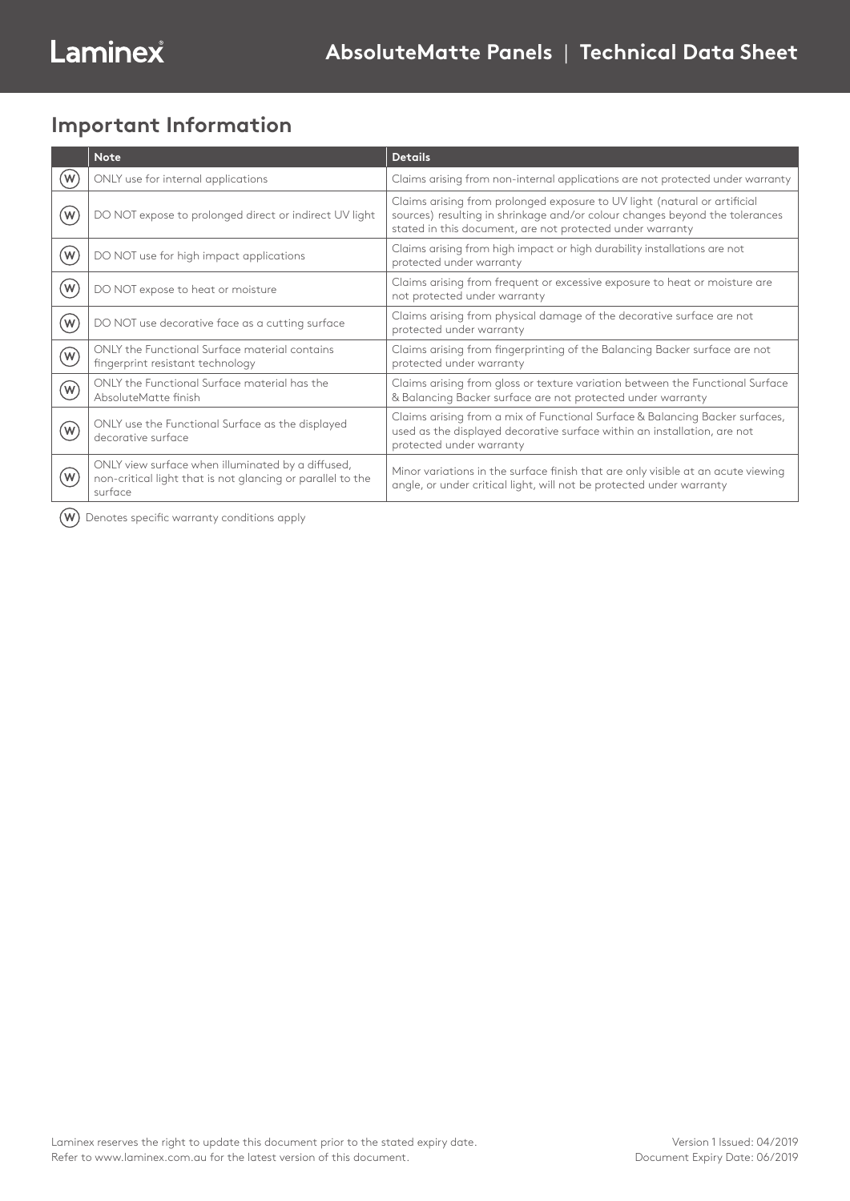## Important Information

| | Note | Details |
|---|---|---|
| (W) | ONLY use for internal applications | Claims arising from non-internal applications are not protected under warranty |
| (W) | DO NOT expose to prolonged direct or indirect UV light | Claims arising from prolonged exposure to UV light (natural or artificial sources) resulting in shrinkage and/or colour changes beyond the tolerances stated in this document, are not protected under warranty |
| (W) | DO NOT use for high impact applications | Claims arising from high impact or high durability installations are not protected under warranty |
| (W) | DO NOT expose to heat or moisture | Claims arising from frequent or excessive exposure to heat or moisture are not protected under warranty |
| (W) | DO NOT use decorative face as a cutting surface | Claims arising from physical damage of the decorative surface are not protected under warranty |
| (W) | ONLY the Functional Surface material contains fingerprint resistant technology | Claims arising from fingerprinting of the Balancing Backer surface are not protected under warranty |
| (W) | ONLY the Functional Surface material has the AbsoluteMatte finish | Claims arising from gloss or texture variation between the Functional Surface & Balancing Backer surface are not protected under warranty |
| (W) | ONLY use the Functional Surface as the displayed decorative surface | Claims arising from a mix of Functional Surface & Balancing Backer surfaces, used as the displayed decorative surface within an installation, are not protected under warranty |
| (W) | ONLY view surface when illuminated by a diffused, non-critical light that is not glancing or parallel to the surface | Minor variations in the surface finish that are only visible at an acute viewing angle, or under critical light, will not be protected under warranty |

(W) Denotes specific warranty conditions apply

Laminex reserves the right to update this document prior to the stated expiry date.
Refer to www.laminex.com.au for the latest version of this document.

Version 1 Issued: 04/2019
Document Expiry Date: 06/2019